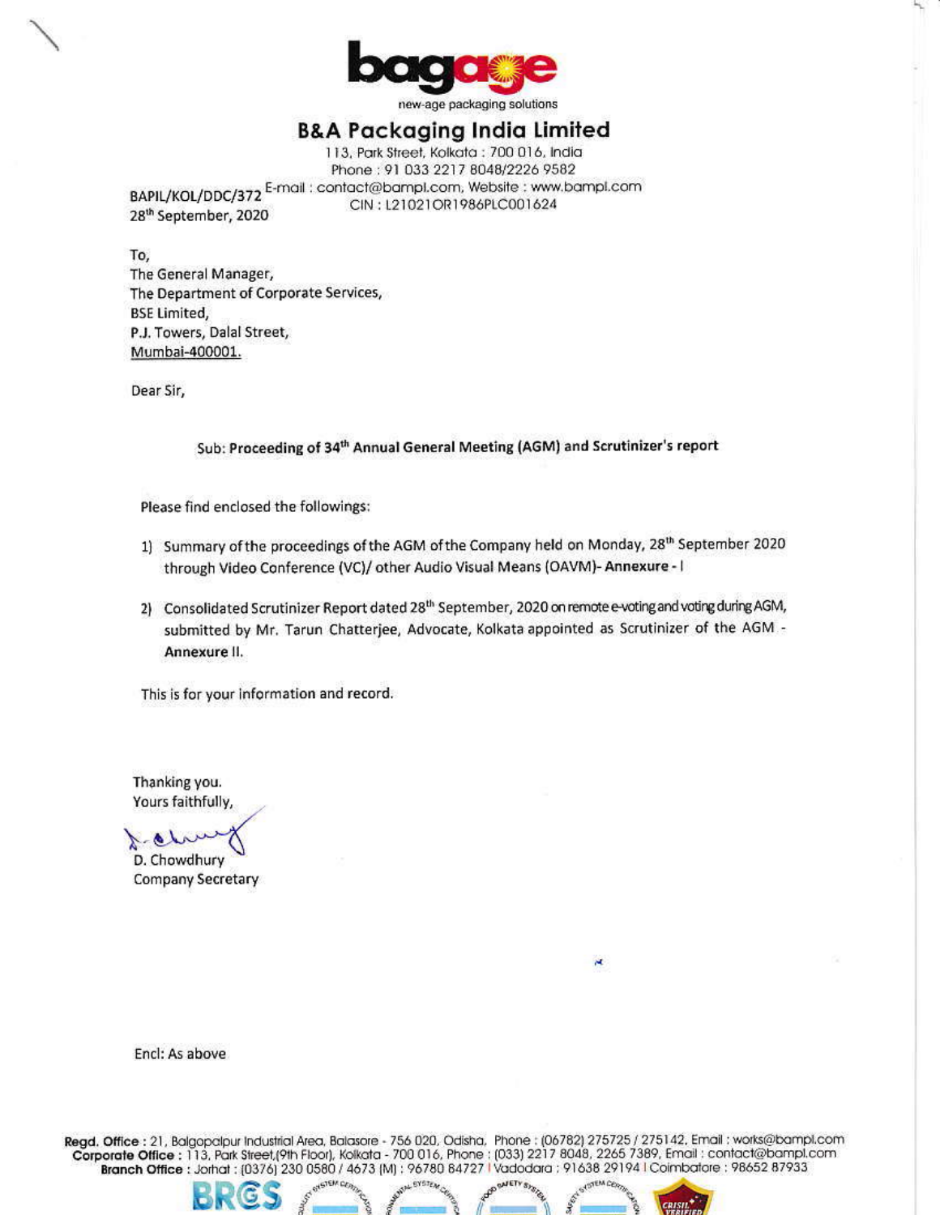bagage

new-age packaging solutions

# B&A Packaging India Limited

113, Park Street, Kolkata : 700 016, India
Phone : 91 033 2217 8048/2226 9582
E-mail : contact@bampl.com, Website : www.bampl.com
CIN : L21021OR1986PLC001624

BAPIL/KOL/DDC/372
28th September, 2020

To,
The General Manager,
The Department of Corporate Services,
BSE Limited,
P.J. Towers, Dalal Street,
Mumbai-400001.

Dear Sir,

Sub: **Proceeding of 34th Annual General Meeting (AGM) and Scrutinizer's report**

Please find enclosed the followings:

1) Summary of the proceedings of the AGM of the Company held on Monday, 28th September 2020 through Video Conference (VC)/ other Audio Visual Means (OAVM)- **Annexure - I**

2) Consolidated Scrutinizer Report dated 28th September, 2020 on remote e-voting and voting during AGM, submitted by Mr. Tarun Chatterjee, Advocate, Kolkata appointed as Scrutinizer of the AGM - **Annexure II.**

This is for your information and record.

Thanking you.
Yours faithfully,

D. Chowdhury
Company Secretary

Encl: As above

**Regd. Office** : 21, Balgopalpur Industrial Area, Balasore - 756 020, Odisha, Phone : (06782) 275725 / 275142, Email : works@bampl.com
**Corporate Office** : 113, Park Street,(9th Floor), Kolkata - 700 016, Phone : (033) 2217 8048, 2265 7389, Email : contact@bampl.com
**Branch Office** : Jorhat : (0376) 230 0580 / 4673 (M) : 96780 84727 | Vadodara : 91638 29194 | Coimbatore : 98652 87933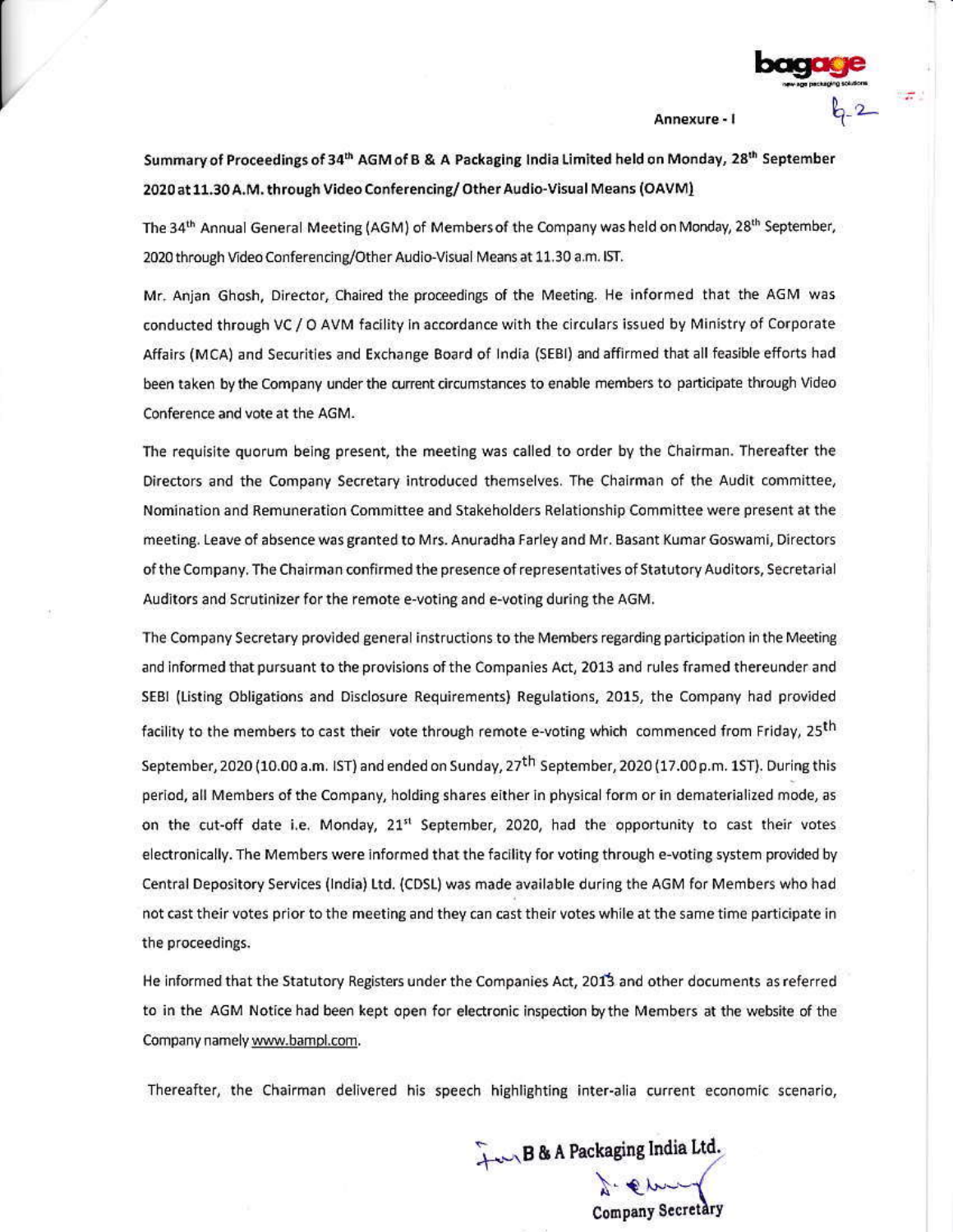Annexure - I

**Summary of Proceedings of 34th AGM of B & A Packaging India Limited held on Monday, 28th September 2020 at 11.30 A.M. through Video Conferencing/ Other Audio-Visual Means (OAVM)**

The 34th Annual General Meeting (AGM) of Members of the Company was held on Monday, 28th September, 2020 through Video Conferencing/Other Audio-Visual Means at 11.30 a.m. IST.

Mr. Anjan Ghosh, Director, Chaired the proceedings of the Meeting. He informed that the AGM was conducted through VC / O AVM facility in accordance with the circulars issued by Ministry of Corporate Affairs (MCA) and Securities and Exchange Board of India (SEBI) and affirmed that all feasible efforts had been taken by the Company under the current circumstances to enable members to participate through Video Conference and vote at the AGM.

The requisite quorum being present, the meeting was called to order by the Chairman. Thereafter the Directors and the Company Secretary introduced themselves. The Chairman of the Audit committee, Nomination and Remuneration Committee and Stakeholders Relationship Committee were present at the meeting. Leave of absence was granted to Mrs. Anuradha Farley and Mr. Basant Kumar Goswami, Directors of the Company. The Chairman confirmed the presence of representatives of Statutory Auditors, Secretarial Auditors and Scrutinizer for the remote e-voting and e-voting during the AGM.

The Company Secretary provided general instructions to the Members regarding participation in the Meeting and informed that pursuant to the provisions of the Companies Act, 2013 and rules framed thereunder and SEBI (Listing Obligations and Disclosure Requirements) Regulations, 2015, the Company had provided facility to the members to cast their vote through remote e-voting which commenced from Friday, 25th September, 2020 (10.00 a.m. IST) and ended on Sunday, 27th September, 2020 (17.00 p.m. IST). During this period, all Members of the Company, holding shares either in physical form or in dematerialized mode, as on the cut-off date i.e. Monday, 21st September, 2020, had the opportunity to cast their votes electronically. The Members were informed that the facility for voting through e-voting system provided by Central Depository Services (India) Ltd. (CDSL) was made available during the AGM for Members who had not cast their votes prior to the meeting and they can cast their votes while at the same time participate in the proceedings.

He informed that the Statutory Registers under the Companies Act, 2013 and other documents as referred to in the AGM Notice had been kept open for electronic inspection by the Members at the website of the Company namely www.bampl.com.

Thereafter, the Chairman delivered his speech highlighting inter-alia current economic scenario,

For B & A Packaging India Ltd.

Company Secretary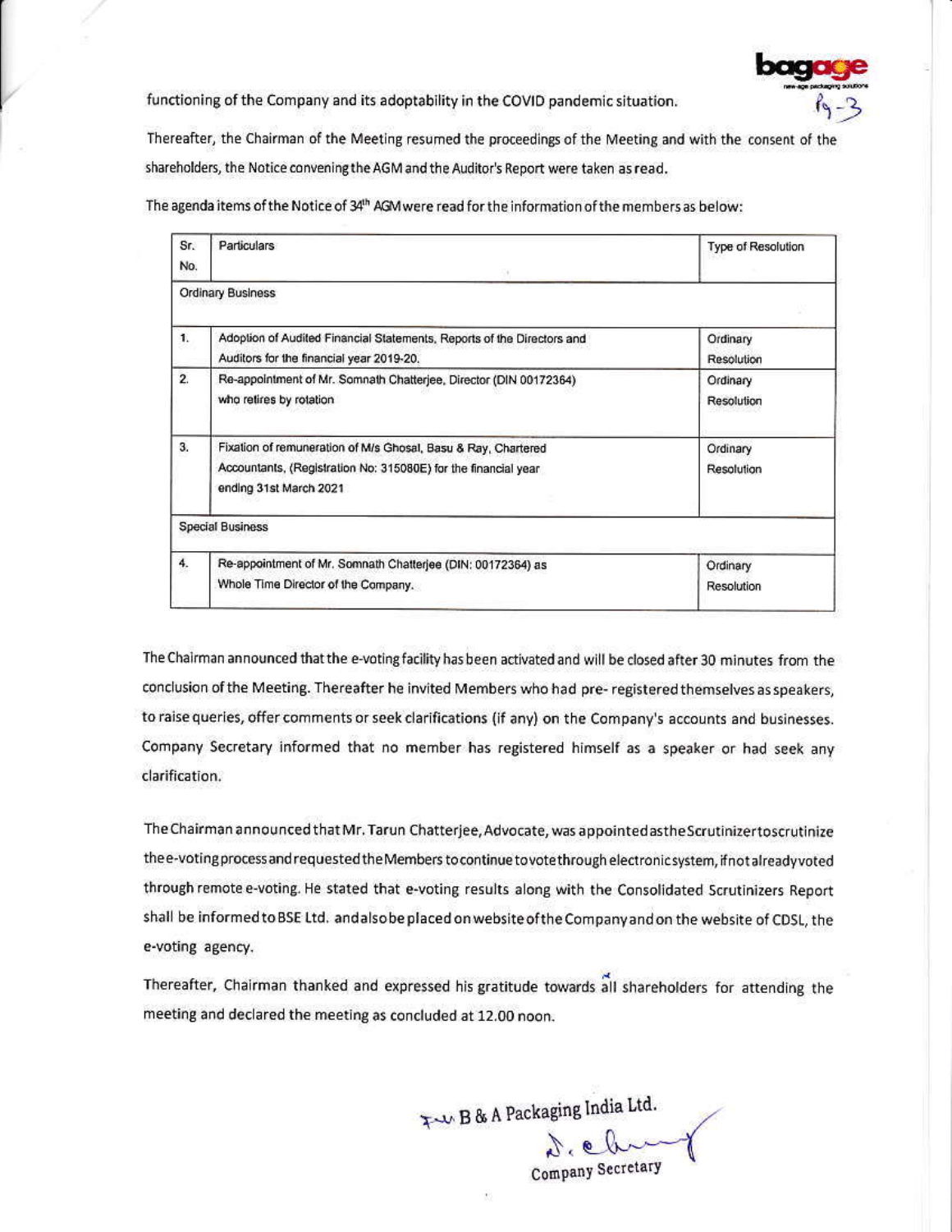functioning of the Company and its adoptability in the COVID pandemic situation.

Thereafter, the Chairman of the Meeting resumed the proceedings of the Meeting and with the consent of the shareholders, the Notice convening the AGM and the Auditor's Report were taken as read.

The agenda items of the Notice of 34th AGM were read for the information of the members as below:

| Sr. No. | Particulars | Type of Resolution |
|---|---|---|
| Ordinary Business | | |
| 1. | Adoption of Audited Financial Statements, Reports of the Directors and Auditors for the financial year 2019-20. | Ordinary Resolution |
| 2. | Re-appointment of Mr. Somnath Chatterjee, Director (DIN 00172364) who retires by rotation | Ordinary Resolution |
| 3. | Fixation of remuneration of M/s Ghosal, Basu & Ray, Chartered Accountants, (Registration No: 315080E) for the financial year ending 31st March 2021 | Ordinary Resolution |
| Special Business | | |
| 4. | Re-appointment of Mr. Somnath Chatterjee (DIN: 00172364) as Whole Time Director of the Company. | Ordinary Resolution |

The Chairman announced that the e-voting facility has been activated and will be closed after 30 minutes from the conclusion of the Meeting. Thereafter he invited Members who had pre- registered themselves as speakers, to raise queries, offer comments or seek clarifications (if any) on the Company's accounts and businesses. Company Secretary informed that no member has registered himself as a speaker or had seek any clarification.

The Chairman announced that Mr. Tarun Chatterjee, Advocate, was appointed as the Scrutinizer to scrutinize the e-voting process and requested the Members to continue to vote through electronic system, if not already voted through remote e-voting. He stated that e-voting results along with the Consolidated Scrutinizers Report shall be informed to BSE Ltd. and also be placed on website of the Company and on the website of CDSL, the e-voting agency.

Thereafter, Chairman thanked and expressed his gratitude towards all shareholders for attending the meeting and declared the meeting as concluded at 12.00 noon.

For B & A Packaging India Ltd.

Company Secretary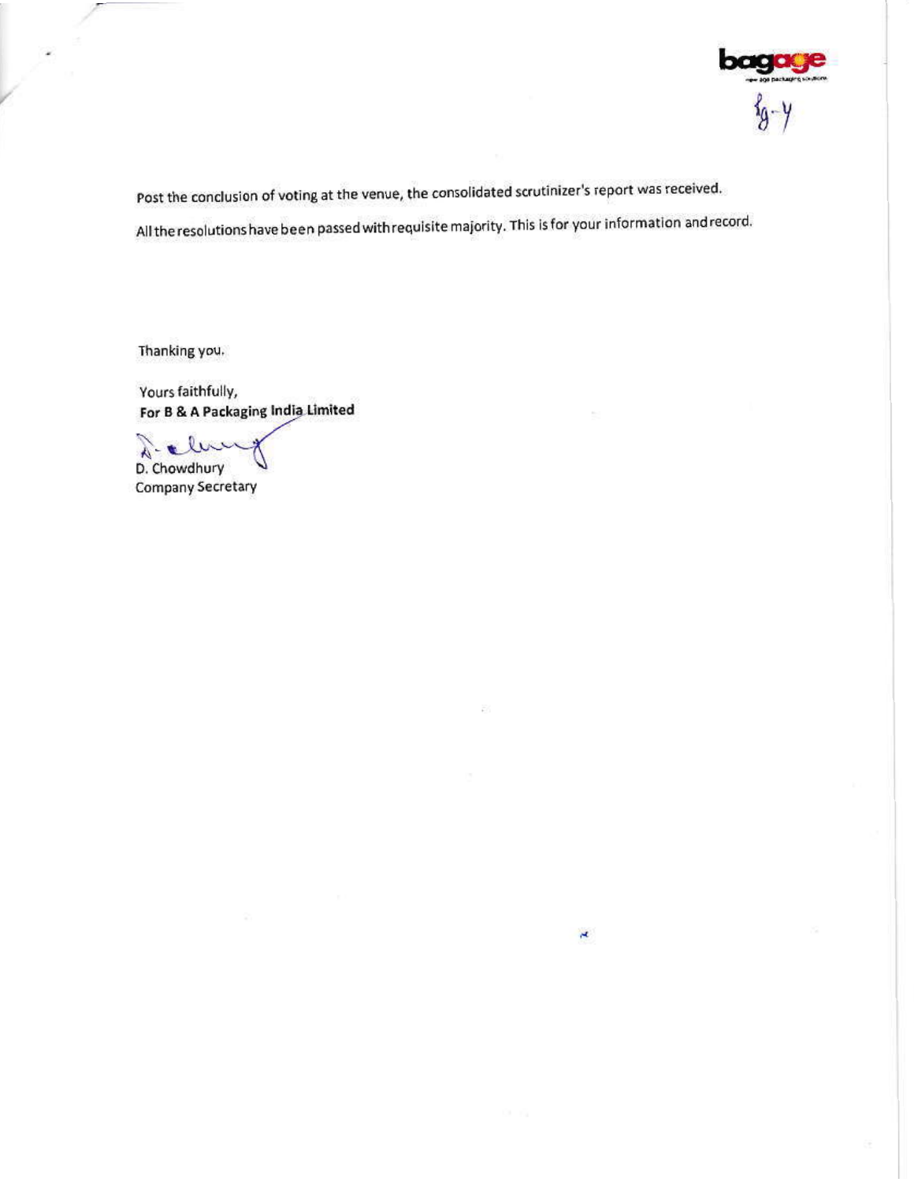Post the conclusion of voting at the venue, the consolidated scrutinizer's report was received.

All the resolutions have been passed with requisite majority. This is for your information and record.

Thanking you.

Yours faithfully,
**For B & A Packaging India Limited**

D. Chowdhury
Company Secretary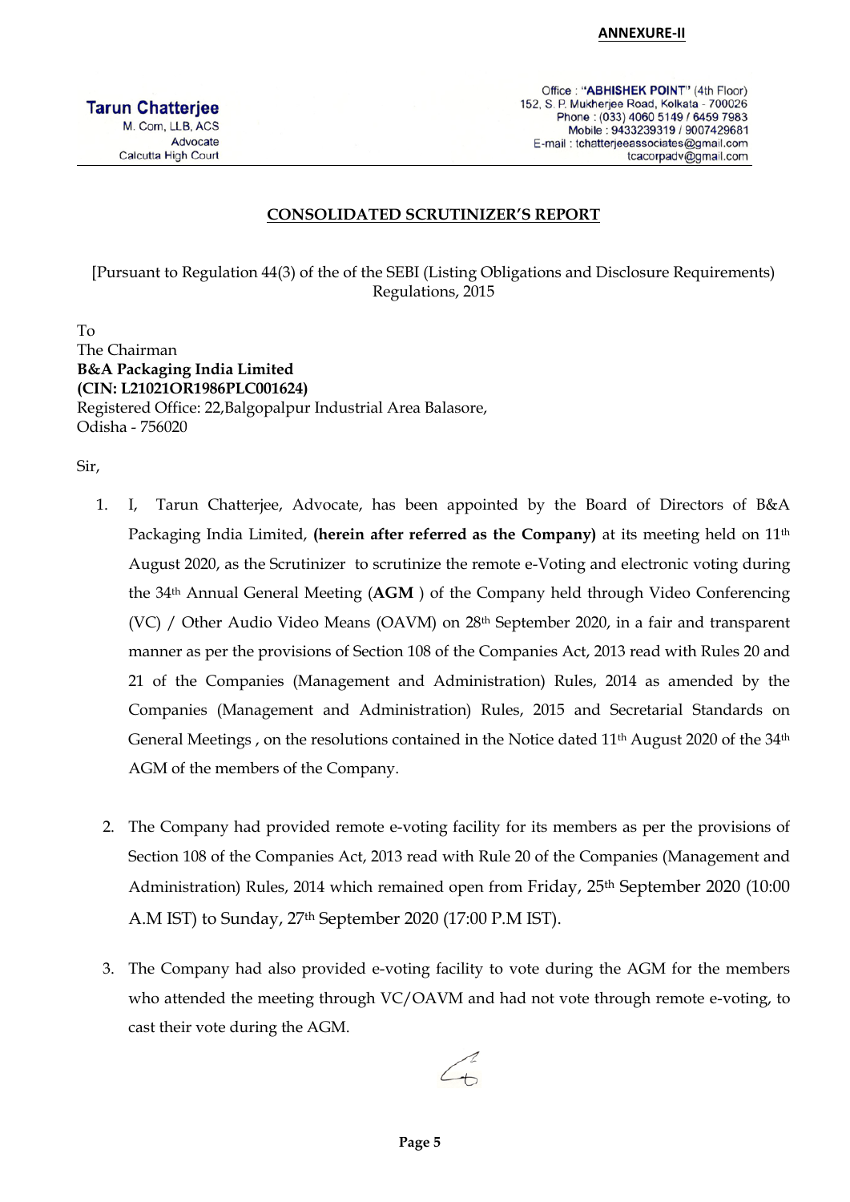**ANNEXURE-II**

**Tarun Chatterjee**
M. Com, LLB, ACS
Advocate
Calcutta High Court

Office : **"ABHISHEK POINT"** (4th Floor)
152, S. P. Mukherjee Road, Kolkata - 700026
Phone : (033) 4060 5149 / 6459 7983
Mobile : 9433239319 / 9007429681
E-mail : tchatterjeeassociates@gmail.com
tcacorpadv@gmail.com

## CONSOLIDATED SCRUTINIZER'S REPORT

[Pursuant to Regulation 44(3) of the of the SEBI (Listing Obligations and Disclosure Requirements) Regulations, 2015

To
The Chairman
**B&A Packaging India Limited**
**(CIN: L21021OR1986PLC001624)**
Registered Office: 22,Balgopalpur Industrial Area Balasore,
Odisha - 756020

Sir,

1. I, Tarun Chatterjee, Advocate, has been appointed by the Board of Directors of B&A Packaging India Limited, **(herein after referred as the Company)** at its meeting held on 11th August 2020, as the Scrutinizer to scrutinize the remote e-Voting and electronic voting during the 34th Annual General Meeting (**AGM** ) of the Company held through Video Conferencing (VC) / Other Audio Video Means (OAVM) on 28th September 2020, in a fair and transparent manner as per the provisions of Section 108 of the Companies Act, 2013 read with Rules 20 and 21 of the Companies (Management and Administration) Rules, 2014 as amended by the Companies (Management and Administration) Rules, 2015 and Secretarial Standards on General Meetings , on the resolutions contained in the Notice dated 11th August 2020 of the 34th AGM of the members of the Company.

2. The Company had provided remote e-voting facility for its members as per the provisions of Section 108 of the Companies Act, 2013 read with Rule 20 of the Companies (Management and Administration) Rules, 2014 which remained open from Friday, 25th September 2020 (10:00 A.M IST) to Sunday, 27th September 2020 (17:00 P.M IST).

3. The Company had also provided e-voting facility to vote during the AGM for the members who attended the meeting through VC/OAVM and had not vote through remote e-voting, to cast their vote during the AGM.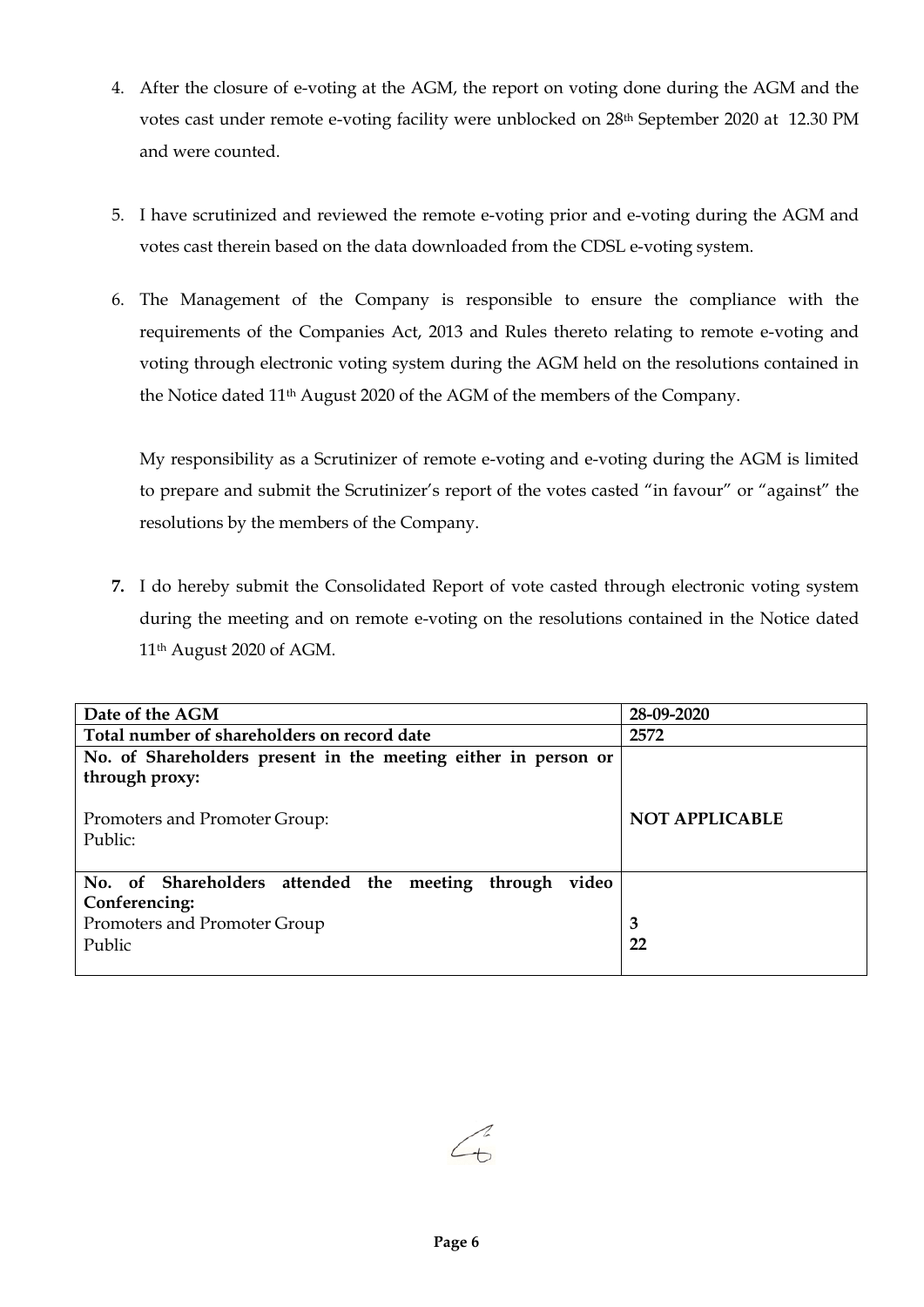4. After the closure of e-voting at the AGM, the report on voting done during the AGM and the votes cast under remote e-voting facility were unblocked on 28th September 2020 at 12.30 PM and were counted.

5. I have scrutinized and reviewed the remote e-voting prior and e-voting during the AGM and votes cast therein based on the data downloaded from the CDSL e-voting system.

6. The Management of the Company is responsible to ensure the compliance with the requirements of the Companies Act, 2013 and Rules thereto relating to remote e-voting and voting through electronic voting system during the AGM held on the resolutions contained in the Notice dated 11th August 2020 of the AGM of the members of the Company.

   My responsibility as a Scrutinizer of remote e-voting and e-voting during the AGM is limited to prepare and submit the Scrutinizer's report of the votes casted "in favour" or "against" the resolutions by the members of the Company.

7. I do hereby submit the Consolidated Report of vote casted through electronic voting system during the meeting and on remote e-voting on the resolutions contained in the Notice dated 11th August 2020 of AGM.

| **Date of the AGM** | **28-09-2020** |
|---|---|
| **Total number of shareholders on record date** | **2572** |
| **No. of Shareholders present in the meeting either in person or through proxy:**<br><br>Promoters and Promoter Group:<br>Public: | **NOT APPLICABLE** |
| **No. of Shareholders attended the meeting through video Conferencing:**<br>Promoters and Promoter Group<br>Public | <br><br>**3**<br>**22** |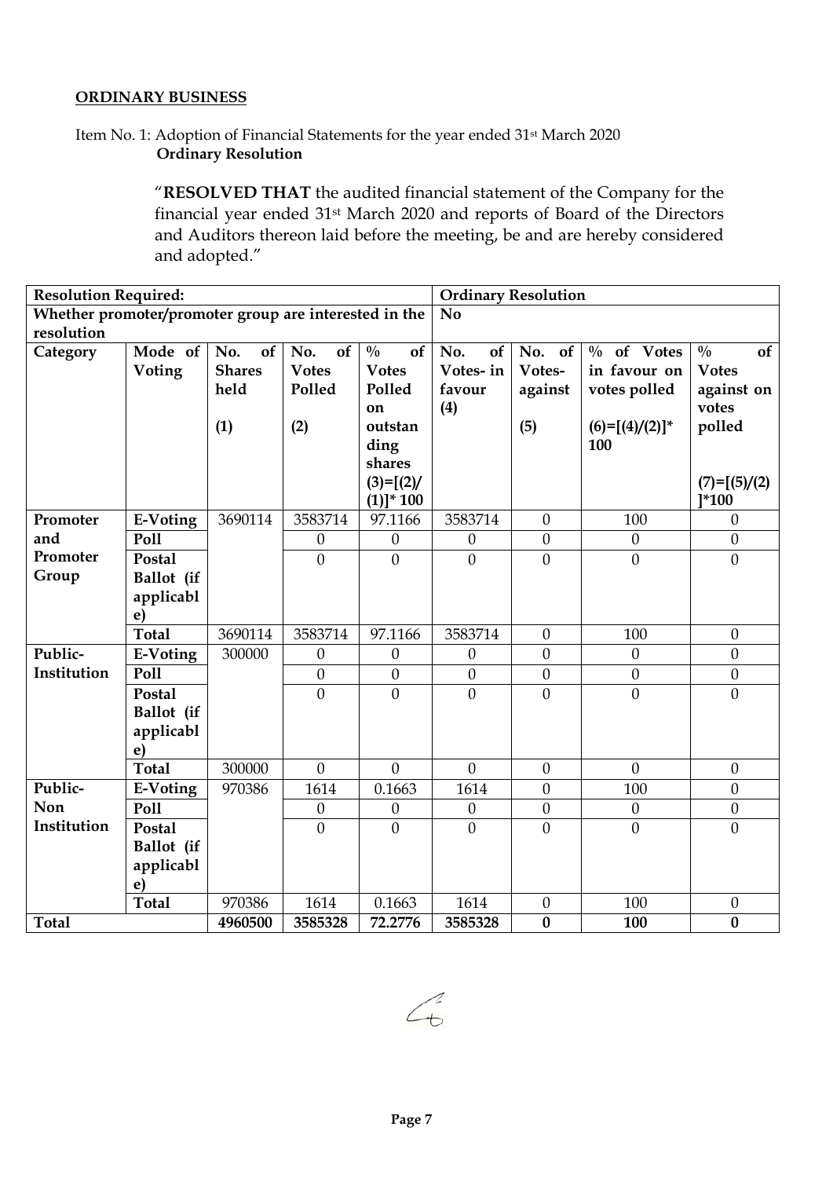**ORDINARY BUSINESS**

Item No. 1: Adoption of Financial Statements for the year ended 31st March 2020
**Ordinary Resolution**

"**RESOLVED THAT** the audited financial statement of the Company for the financial year ended 31st March 2020 and reports of Board of the Directors and Auditors thereon laid before the meeting, be and are hereby considered and adopted."

| **Resolution Required:** | | | | | **Ordinary Resolution** | | | |
|---|---|---|---|---|---|---|---|---|
| **Whether promoter/promoter group are interested in the resolution** | | | | | **No** | | | |
| **Category** | **Mode of Voting** | **No. of Shares held (1)** | **No. of Votes Polled (2)** | **% of Votes Polled on outstanding shares (3)=[(2)/(1)]* 100** | **No. of Votes- in favour (4)** | **No. of Votes- against (5)** | **% of Votes in favour on votes polled (6)=[(4)/(2)]* 100** | **% of Votes against on votes polled (7)=[(5)/(2)]*100** |
| **Promoter and Promoter Group** | **E-Voting** | 3690114 | 3583714 | 97.1166 | 3583714 | 0 | 100 | 0 |
| | **Poll** | | 0 | 0 | 0 | 0 | 0 | 0 |
| | **Postal Ballot (if applicable)** | | 0 | 0 | 0 | 0 | 0 | 0 |
| | **Total** | 3690114 | 3583714 | 97.1166 | 3583714 | 0 | 100 | 0 |
| **Public-Institution** | **E-Voting** | 300000 | 0 | 0 | 0 | 0 | 0 | 0 |
| | **Poll** | | 0 | 0 | 0 | 0 | 0 | 0 |
| | **Postal Ballot (if applicable)** | | 0 | 0 | 0 | 0 | 0 | 0 |
| | **Total** | 300000 | 0 | 0 | 0 | 0 | 0 | 0 |
| **Public-Non Institution** | **E-Voting** | 970386 | 1614 | 0.1663 | 1614 | 0 | 100 | 0 |
| | **Poll** | | 0 | 0 | 0 | 0 | 0 | 0 |
| | **Postal Ballot (if applicable)** | | 0 | 0 | 0 | 0 | 0 | 0 |
| | **Total** | 970386 | 1614 | 0.1663 | 1614 | 0 | 100 | 0 |
| **Total** | | **4960500** | **3585328** | **72.2776** | **3585328** | **0** | **100** | **0** |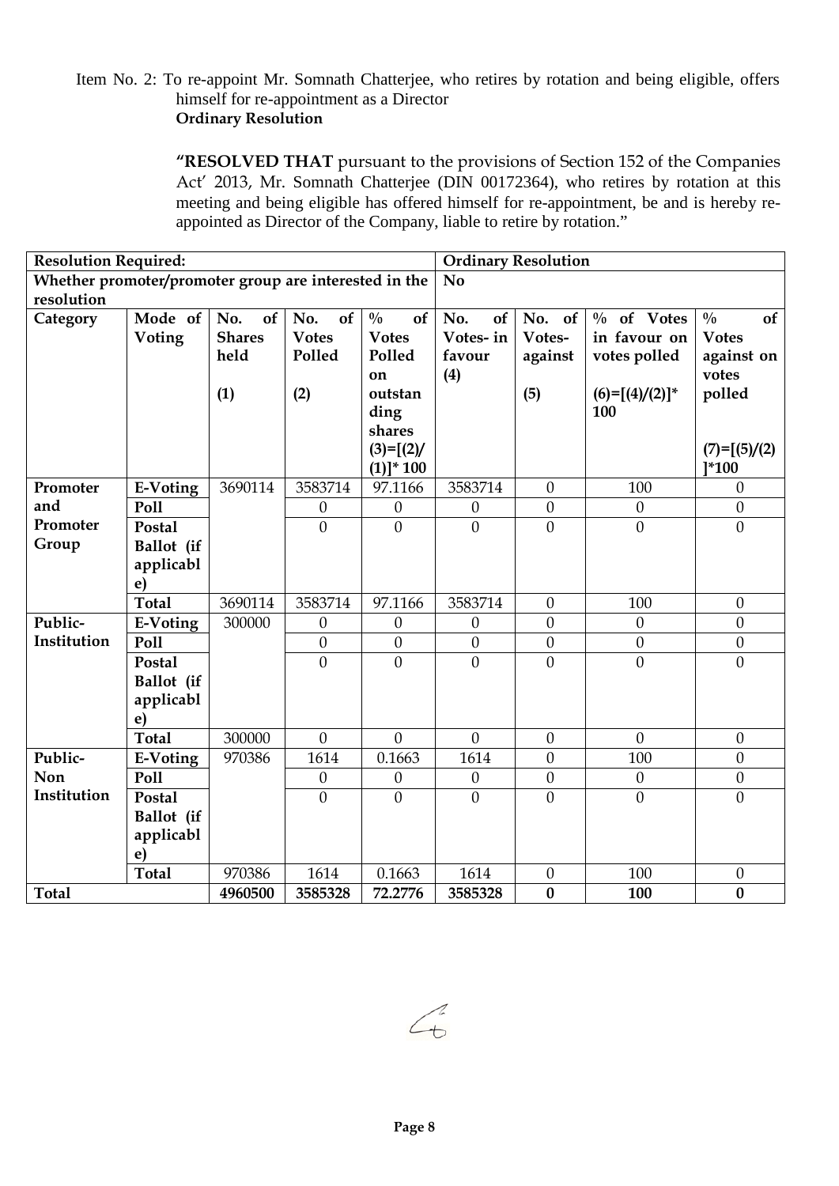Item No. 2: To re-appoint Mr. Somnath Chatterjee, who retires by rotation and being eligible, offers himself for re-appointment as a Director

**Ordinary Resolution**

**"RESOLVED THAT** pursuant to the provisions of Section 152 of the Companies Act' 2013, Mr. Somnath Chatterjee (DIN 00172364), who retires by rotation at this meeting and being eligible has offered himself for re-appointment, be and is hereby re-appointed as Director of the Company, liable to retire by rotation."

| **Resolution Required:** | | | | | **Ordinary Resolution** | | | |
|---|---|---|---|---|---|---|---|---|
| **Whether promoter/promoter group are interested in the resolution** | | | | | **No** | | | |
| **Category** | **Mode of Voting** | **No. of Shares held (1)** | **No. of Votes Polled (2)** | **% of Votes Polled on outstanding shares (3)=[(2)/(1)]* 100** | **No. of Votes- in favour (4)** | **No. of Votes- against (5)** | **% of Votes in favour on votes polled (6)=[(4)/(2)]* 100** | **% of Votes against on votes polled (7)=[(5)/(2)]*100** |
| **Promoter and Promoter Group** | **E-Voting** | 3690114 | 3583714 | 97.1166 | 3583714 | 0 | 100 | 0 |
| | **Poll** | | 0 | 0 | 0 | 0 | 0 | 0 |
| | **Postal Ballot (if applicable)** | | 0 | 0 | 0 | 0 | 0 | 0 |
| | **Total** | 3690114 | 3583714 | 97.1166 | 3583714 | 0 | 100 | 0 |
| **Public-Institution** | **E-Voting** | 300000 | 0 | 0 | 0 | 0 | 0 | 0 |
| | **Poll** | | 0 | 0 | 0 | 0 | 0 | 0 |
| | **Postal Ballot (if applicable)** | | 0 | 0 | 0 | 0 | 0 | 0 |
| | **Total** | 300000 | 0 | 0 | 0 | 0 | 0 | 0 |
| **Public-Non Institution** | **E-Voting** | 970386 | 1614 | 0.1663 | 1614 | 0 | 100 | 0 |
| | **Poll** | | 0 | 0 | 0 | 0 | 0 | 0 |
| | **Postal Ballot (if applicable)** | | 0 | 0 | 0 | 0 | 0 | 0 |
| | **Total** | 970386 | 1614 | 0.1663 | 1614 | 0 | 100 | 0 |
| **Total** | | **4960500** | **3585328** | **72.2776** | **3585328** | **0** | **100** | **0** |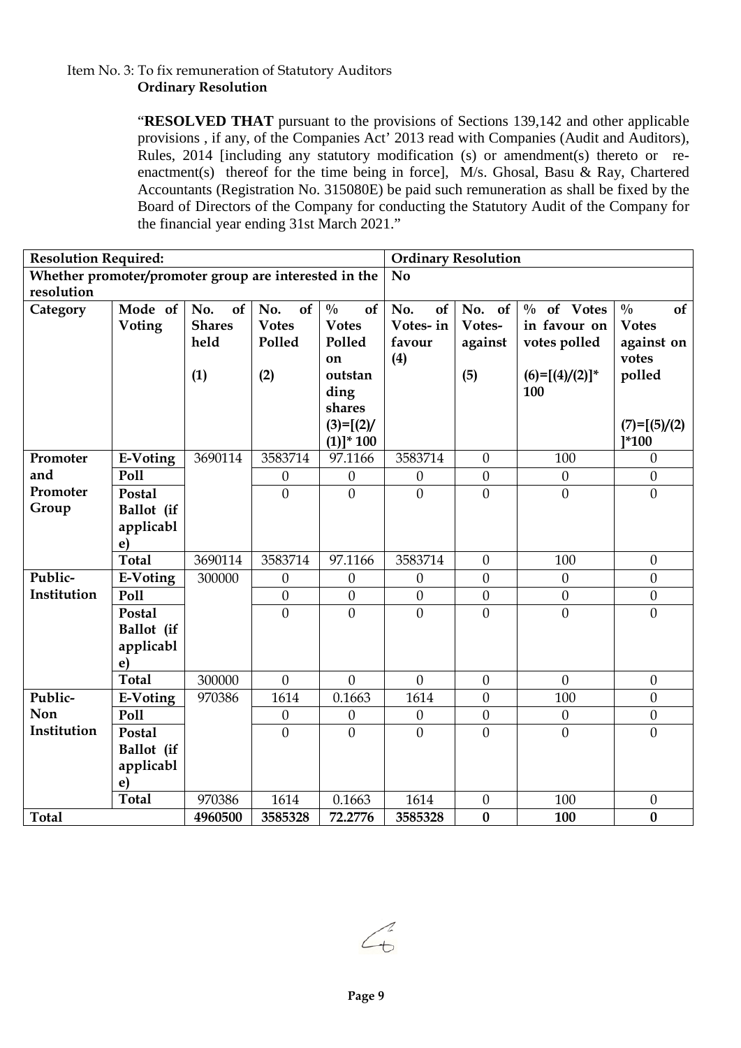Item No. 3: To fix remuneration of Statutory Auditors
**Ordinary Resolution**

"**RESOLVED THAT** pursuant to the provisions of Sections 139,142 and other applicable provisions , if any, of the Companies Act' 2013 read with Companies (Audit and Auditors), Rules, 2014 [including any statutory modification (s) or amendment(s) thereto or re-enactment(s) thereof for the time being in force], M/s. Ghosal, Basu & Ray, Chartered Accountants (Registration No. 315080E) be paid such remuneration as shall be fixed by the Board of Directors of the Company for conducting the Statutory Audit of the Company for the financial year ending 31st March 2021."

| **Resolution Required:** | | | | | **Ordinary Resolution** | | | |
|---|---|---|---|---|---|---|---|---|
| **Whether promoter/promoter group are interested in the resolution** | | | | | **No** | | | |
| **Category** | **Mode of Voting** | **No. of Shares held (1)** | **No. of Votes Polled (2)** | **% of Votes Polled on outstanding shares (3)=[(2)/(1)]* 100** | **No. of Votes- in favour (4)** | **No. of Votes- against (5)** | **% of Votes in favour on votes polled (6)=[(4)/(2)]* 100** | **% of Votes against on votes polled (7)=[(5)/(2)]*100** |
| **Promoter and Promoter Group** | **E-Voting** | 3690114 | 3583714 | 97.1166 | 3583714 | 0 | 100 | 0 |
| | **Poll** | | 0 | 0 | 0 | 0 | 0 | 0 |
| | **Postal Ballot (if applicable)** | | 0 | 0 | 0 | 0 | 0 | 0 |
| | **Total** | 3690114 | 3583714 | 97.1166 | 3583714 | 0 | 100 | 0 |
| **Public-Institution** | **E-Voting** | 300000 | 0 | 0 | 0 | 0 | 0 | 0 |
| | **Poll** | | 0 | 0 | 0 | 0 | 0 | 0 |
| | **Postal Ballot (if applicable)** | | 0 | 0 | 0 | 0 | 0 | 0 |
| | **Total** | 300000 | 0 | 0 | 0 | 0 | 0 | 0 |
| **Public-Non Institution** | **E-Voting** | 970386 | 1614 | 0.1663 | 1614 | 0 | 100 | 0 |
| | **Poll** | | 0 | 0 | 0 | 0 | 0 | 0 |
| | **Postal Ballot (if applicable)** | | 0 | 0 | 0 | 0 | 0 | 0 |
| | **Total** | 970386 | 1614 | 0.1663 | 1614 | 0 | 100 | 0 |
| **Total** | | **4960500** | **3585328** | **72.2776** | **3585328** | **0** | **100** | **0** |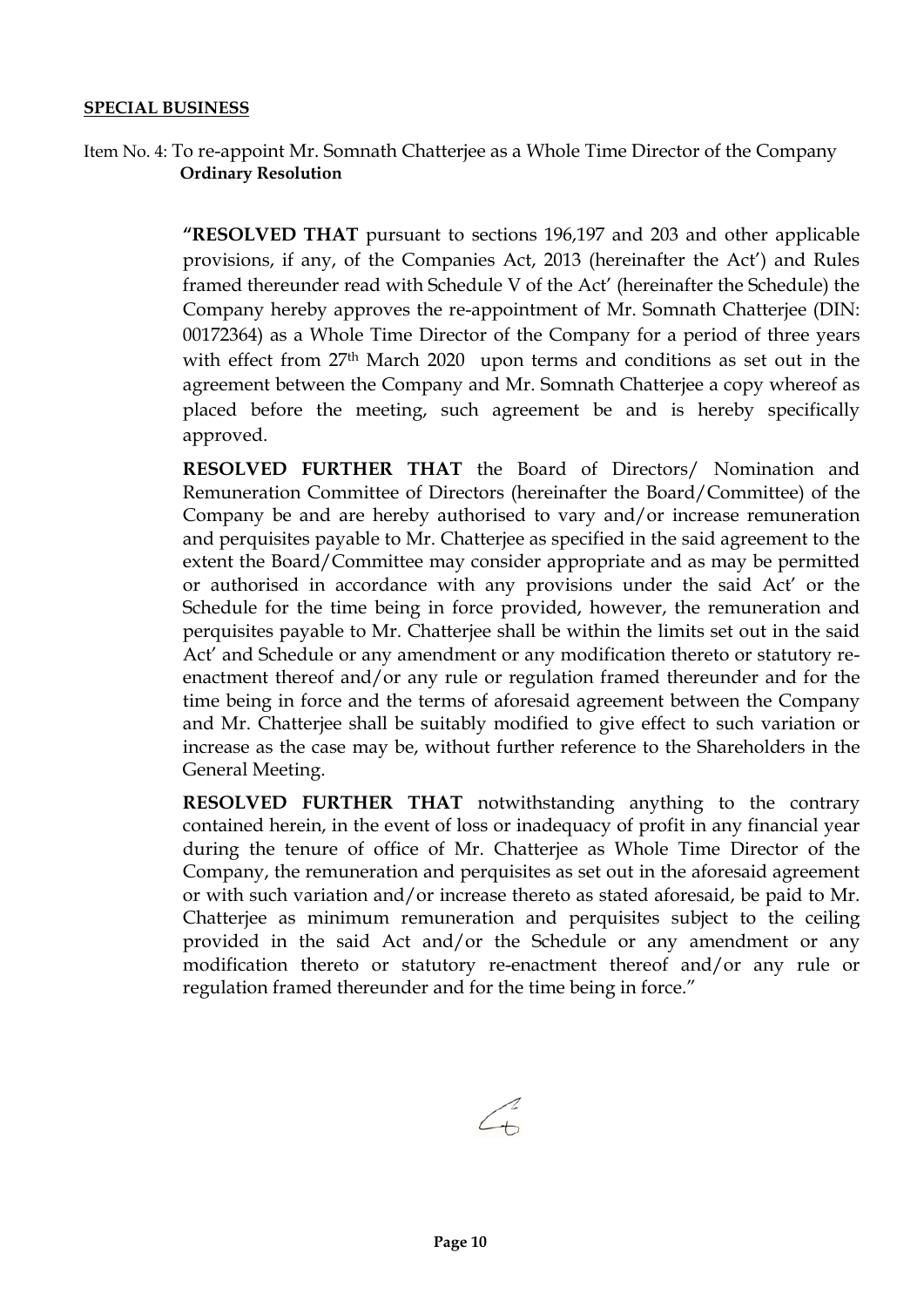**SPECIAL BUSINESS**

Item No. 4: To re-appoint Mr. Somnath Chatterjee as a Whole Time Director of the Company
**Ordinary Resolution**

**"RESOLVED THAT** pursuant to sections 196,197 and 203 and other applicable provisions, if any, of the Companies Act, 2013 (hereinafter the Act') and Rules framed thereunder read with Schedule V of the Act' (hereinafter the Schedule) the Company hereby approves the re-appointment of Mr. Somnath Chatterjee (DIN: 00172364) as a Whole Time Director of the Company for a period of three years with effect from 27th March 2020 upon terms and conditions as set out in the agreement between the Company and Mr. Somnath Chatterjee a copy whereof as placed before the meeting, such agreement be and is hereby specifically approved.

**RESOLVED FURTHER THAT** the Board of Directors/ Nomination and Remuneration Committee of Directors (hereinafter the Board/Committee) of the Company be and are hereby authorised to vary and/or increase remuneration and perquisites payable to Mr. Chatterjee as specified in the said agreement to the extent the Board/Committee may consider appropriate and as may be permitted or authorised in accordance with any provisions under the said Act' or the Schedule for the time being in force provided, however, the remuneration and perquisites payable to Mr. Chatterjee shall be within the limits set out in the said Act' and Schedule or any amendment or any modification thereto or statutory re-enactment thereof and/or any rule or regulation framed thereunder and for the time being in force and the terms of aforesaid agreement between the Company and Mr. Chatterjee shall be suitably modified to give effect to such variation or increase as the case may be, without further reference to the Shareholders in the General Meeting.

**RESOLVED FURTHER THAT** notwithstanding anything to the contrary contained herein, in the event of loss or inadequacy of profit in any financial year during the tenure of office of Mr. Chatterjee as Whole Time Director of the Company, the remuneration and perquisites as set out in the aforesaid agreement or with such variation and/or increase thereto as stated aforesaid, be paid to Mr. Chatterjee as minimum remuneration and perquisites subject to the ceiling provided in the said Act and/or the Schedule or any amendment or any modification thereto or statutory re-enactment thereof and/or any rule or regulation framed thereunder and for the time being in force."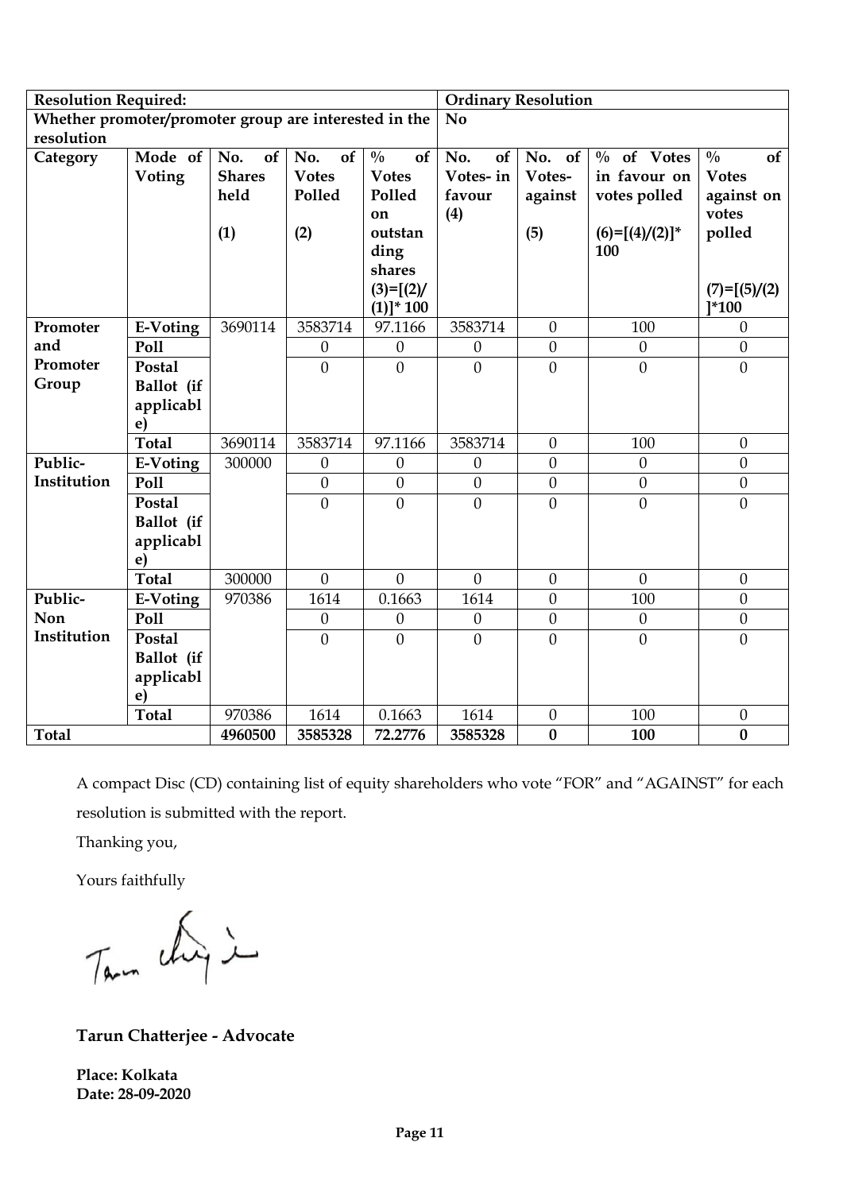| Resolution Required: | | | | | Ordinary Resolution | | | |
|---|---|---|---|---|---|---|---|---|
| Whether promoter/promoter group are interested in the resolution | | | | | No | | | |
| Category | Mode of Voting | No. of Shares held (1) | No. of Votes Polled (2) | % of Votes Polled on outstanding shares (3)=[(2)/(1)]* 100 | No. of Votes- in favour (4) | No. of Votes- against (5) | % of Votes in favour on votes polled (6)=[(4)/(2)]* 100 | % of Votes against on votes polled (7)=[(5)/(2)]*100 |
| Promoter and Promoter Group | E-Voting | 3690114 | 3583714 | 97.1166 | 3583714 | 0 | 100 | 0 |
| | Poll | | 0 | 0 | 0 | 0 | 0 | 0 |
| | Postal Ballot (if applicable) | | 0 | 0 | 0 | 0 | 0 | 0 |
| | Total | 3690114 | 3583714 | 97.1166 | 3583714 | 0 | 100 | 0 |
| Public-Institution | E-Voting | 300000 | 0 | 0 | 0 | 0 | 0 | 0 |
| | Poll | | 0 | 0 | 0 | 0 | 0 | 0 |
| | Postal Ballot (if applicable) | | 0 | 0 | 0 | 0 | 0 | 0 |
| | Total | 300000 | 0 | 0 | 0 | 0 | 0 | 0 |
| Public-Non Institution | E-Voting | 970386 | 1614 | 0.1663 | 1614 | 0 | 100 | 0 |
| | Poll | | 0 | 0 | 0 | 0 | 0 | 0 |
| | Postal Ballot (if applicable) | | 0 | 0 | 0 | 0 | 0 | 0 |
| | Total | 970386 | 1614 | 0.1663 | 1614 | 0 | 100 | 0 |
| **Total** | | **4960500** | **3585328** | **72.2776** | **3585328** | **0** | **100** | **0** |

A compact Disc (CD) containing list of equity shareholders who vote "FOR" and "AGAINST" for each resolution is submitted with the report.

Thanking you,

Yours faithfully

**Tarun Chatterjee - Advocate**

**Place: Kolkata**
**Date: 28-09-2020**